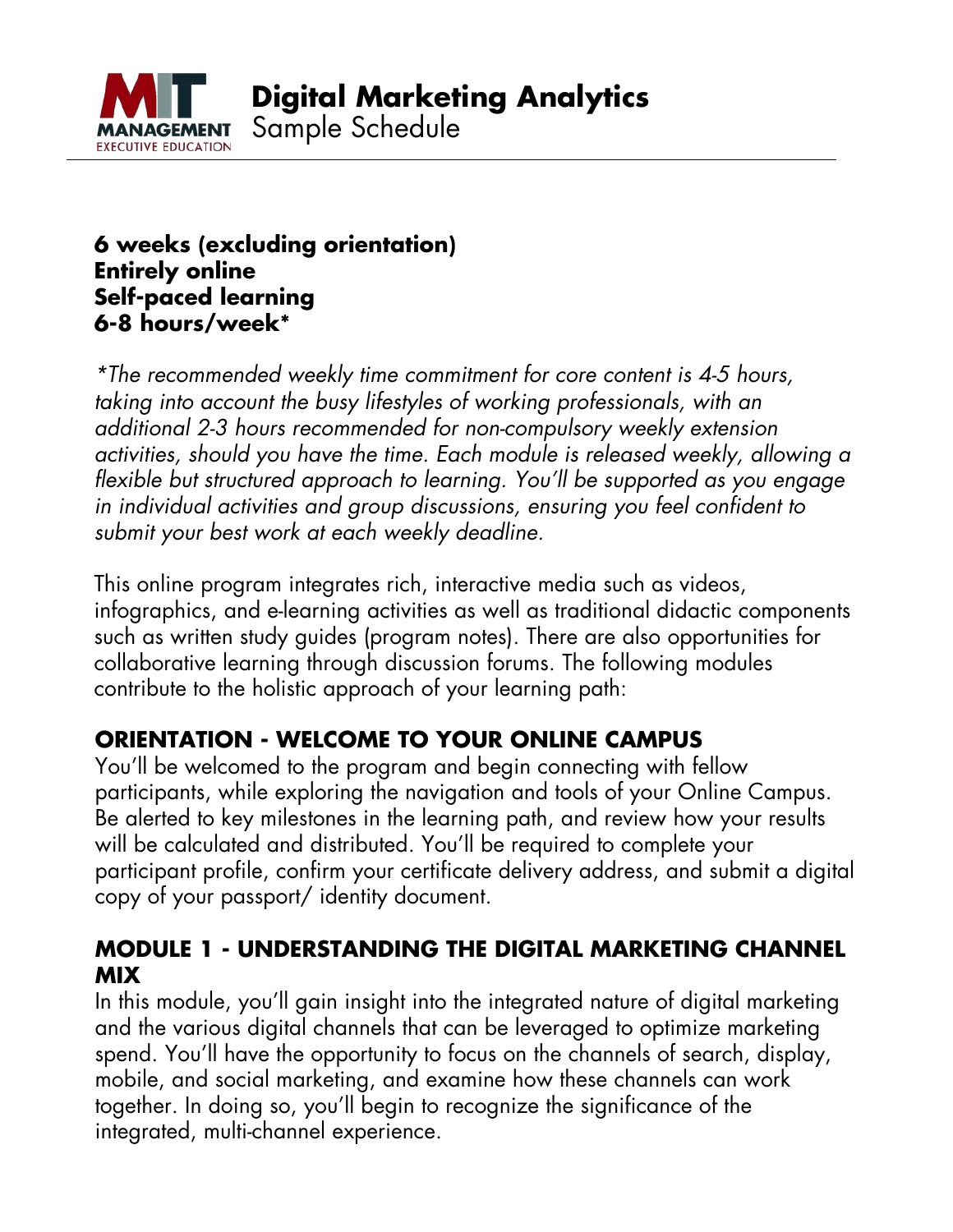MIT MANAGEMENT EXECUTIVE EDUCATION

# Digital Marketing Analytics

Sample Schedule

**6 weeks (excluding orientation)**
**Entirely online**
**Self-paced learning**
**6-8 hours/week***

*\*The recommended weekly time commitment for core content is 4-5 hours, taking into account the busy lifestyles of working professionals, with an additional 2-3 hours recommended for non-compulsory weekly extension activities, should you have the time. Each module is released weekly, allowing a flexible but structured approach to learning. You'll be supported as you engage in individual activities and group discussions, ensuring you feel confident to submit your best work at each weekly deadline.*

This online program integrates rich, interactive media such as videos, infographics, and e-learning activities as well as traditional didactic components such as written study guides (program notes). There are also opportunities for collaborative learning through discussion forums. The following modules contribute to the holistic approach of your learning path:

## ORIENTATION - WELCOME TO YOUR ONLINE CAMPUS

You'll be welcomed to the program and begin connecting with fellow participants, while exploring the navigation and tools of your Online Campus. Be alerted to key milestones in the learning path, and review how your results will be calculated and distributed. You'll be required to complete your participant profile, confirm your certificate delivery address, and submit a digital copy of your passport/ identity document.

## MODULE 1 - UNDERSTANDING THE DIGITAL MARKETING CHANNEL MIX

In this module, you'll gain insight into the integrated nature of digital marketing and the various digital channels that can be leveraged to optimize marketing spend. You'll have the opportunity to focus on the channels of search, display, mobile, and social marketing, and examine how these channels can work together. In doing so, you'll begin to recognize the significance of the integrated, multi-channel experience.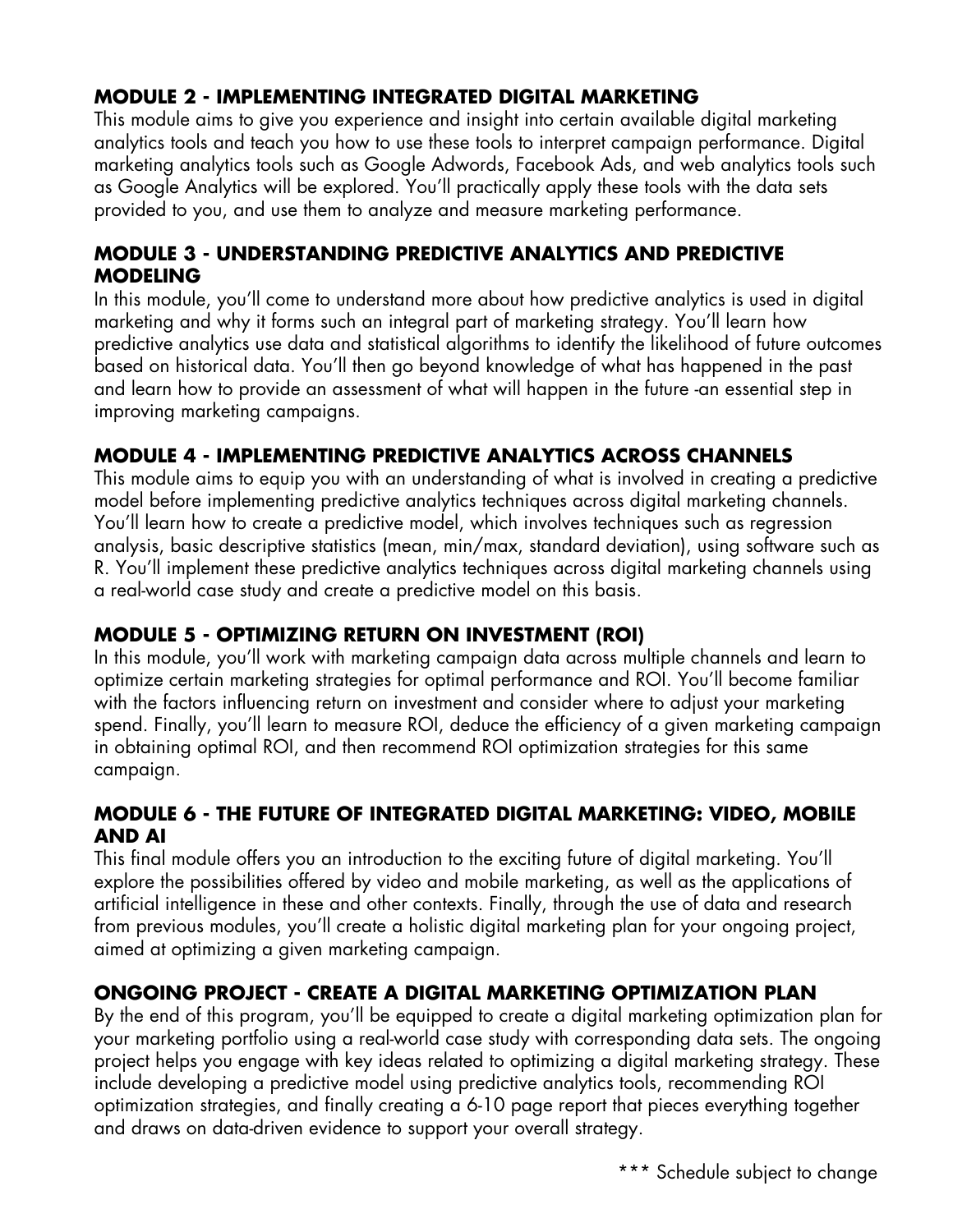## MODULE 2 - IMPLEMENTING INTEGRATED DIGITAL MARKETING

This module aims to give you experience and insight into certain available digital marketing analytics tools and teach you how to use these tools to interpret campaign performance. Digital marketing analytics tools such as Google Adwords, Facebook Ads, and web analytics tools such as Google Analytics will be explored. You'll practically apply these tools with the data sets provided to you, and use them to analyze and measure marketing performance.

## MODULE 3 - UNDERSTANDING PREDICTIVE ANALYTICS AND PREDICTIVE MODELING

In this module, you'll come to understand more about how predictive analytics is used in digital marketing and why it forms such an integral part of marketing strategy. You'll learn how predictive analytics use data and statistical algorithms to identify the likelihood of future outcomes based on historical data. You'll then go beyond knowledge of what has happened in the past and learn how to provide an assessment of what will happen in the future -an essential step in improving marketing campaigns.

## MODULE 4 - IMPLEMENTING PREDICTIVE ANALYTICS ACROSS CHANNELS

This module aims to equip you with an understanding of what is involved in creating a predictive model before implementing predictive analytics techniques across digital marketing channels. You'll learn how to create a predictive model, which involves techniques such as regression analysis, basic descriptive statistics (mean, min/max, standard deviation), using software such as R. You'll implement these predictive analytics techniques across digital marketing channels using a real-world case study and create a predictive model on this basis.

## MODULE 5 - OPTIMIZING RETURN ON INVESTMENT (ROI)

In this module, you'll work with marketing campaign data across multiple channels and learn to optimize certain marketing strategies for optimal performance and ROI. You'll become familiar with the factors influencing return on investment and consider where to adjust your marketing spend. Finally, you'll learn to measure ROI, deduce the efficiency of a given marketing campaign in obtaining optimal ROI, and then recommend ROI optimization strategies for this same campaign.

## MODULE 6 - THE FUTURE OF INTEGRATED DIGITAL MARKETING: VIDEO, MOBILE AND AI

This final module offers you an introduction to the exciting future of digital marketing. You'll explore the possibilities offered by video and mobile marketing, as well as the applications of artificial intelligence in these and other contexts. Finally, through the use of data and research from previous modules, you'll create a holistic digital marketing plan for your ongoing project, aimed at optimizing a given marketing campaign.

## ONGOING PROJECT - CREATE A DIGITAL MARKETING OPTIMIZATION PLAN

By the end of this program, you'll be equipped to create a digital marketing optimization plan for your marketing portfolio using a real-world case study with corresponding data sets. The ongoing project helps you engage with key ideas related to optimizing a digital marketing strategy. These include developing a predictive model using predictive analytics tools, recommending ROI optimization strategies, and finally creating a 6-10 page report that pieces everything together and draws on data-driven evidence to support your overall strategy.

*** Schedule subject to change